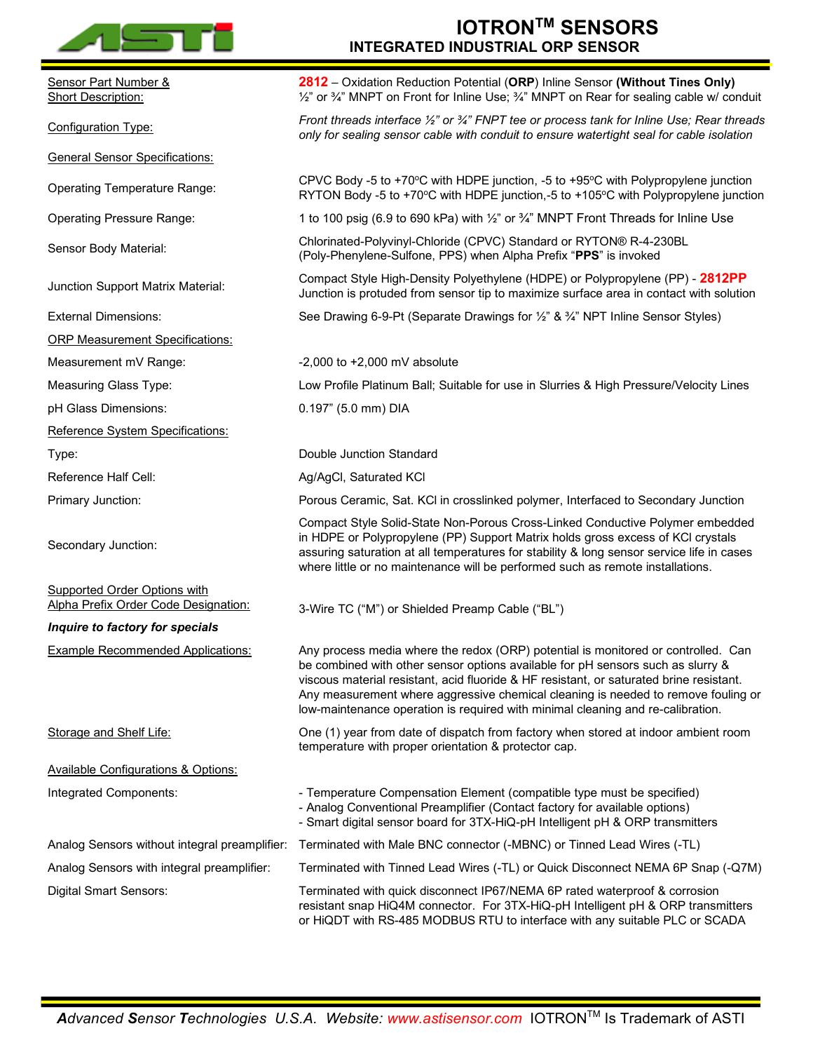# IOTRON™ SENSORS
## INTEGRATED INDUSTRIAL ORP SENSOR

| | |
|---|---|
| Sensor Part Number & Short Description: | **2812** – Oxidation Reduction Potential (**ORP**) Inline Sensor **(Without Tines Only)** ½" or ¾" MNPT on Front for Inline Use; ¾" MNPT on Rear for sealing cable w/ conduit |
| Configuration Type: | *Front threads interface ½" or ¾" FNPT tee or process tank for Inline Use; Rear threads only for sealing sensor cable with conduit to ensure watertight seal for cable isolation* |
| General Sensor Specifications: | |
| Operating Temperature Range: | CPVC Body -5 to +70ºC with HDPE junction, -5 to +95ºC with Polypropylene junction<br>RYTON Body -5 to +70ºC with HDPE junction,-5 to +105ºC with Polypropylene junction |
| Operating Pressure Range: | 1 to 100 psig (6.9 to 690 kPa) with ½" or ¾" MNPT Front Threads for Inline Use |
| Sensor Body Material: | Chlorinated-Polyvinyl-Chloride (CPVC) Standard or RYTON® R-4-230BL (Poly-Phenylene-Sulfone, PPS) when Alpha Prefix "**PPS**" is invoked |
| Junction Support Matrix Material: | Compact Style High-Density Polyethylene (HDPE) or Polypropylene (PP) - **2812PP**<br>Junction is protuded from sensor tip to maximize surface area in contact with solution |
| External Dimensions: | See Drawing 6-9-Pt (Separate Drawings for ½" & ¾" NPT Inline Sensor Styles) |
| ORP Measurement Specifications: | |
| Measurement mV Range: | -2,000 to +2,000 mV absolute |
| Measuring Glass Type: | Low Profile Platinum Ball; Suitable for use in Slurries & High Pressure/Velocity Lines |
| pH Glass Dimensions: | 0.197" (5.0 mm) DIA |
| Reference System Specifications: | |
| Type: | Double Junction Standard |
| Reference Half Cell: | Ag/AgCl, Saturated KCl |
| Primary Junction: | Porous Ceramic, Sat. KCl in crosslinked polymer, Interfaced to Secondary Junction |
| Secondary Junction: | Compact Style Solid-State Non-Porous Cross-Linked Conductive Polymer embedded in HDPE or Polypropylene (PP) Support Matrix holds gross excess of KCl crystals assuring saturation at all temperatures for stability & long sensor service life in cases where little or no maintenance will be performed such as remote installations. |
| Supported Order Options with Alpha Prefix Order Code Designation: | 3-Wire TC ("M") or Shielded Preamp Cable ("BL") |
| ***Inquire to factory for specials*** | |
| Example Recommended Applications: | Any process media where the redox (ORP) potential is monitored or controlled. Can be combined with other sensor options available for pH sensors such as slurry & viscous material resistant, acid fluoride & HF resistant, or saturated brine resistant. Any measurement where aggressive chemical cleaning is needed to remove fouling or low-maintenance operation is required with minimal cleaning and re-calibration. |
| Storage and Shelf Life: | One (1) year from date of dispatch from factory when stored at indoor ambient room temperature with proper orientation & protector cap. |
| Available Configurations & Options: | |
| Integrated Components: | - Temperature Compensation Element (compatible type must be specified)<br>- Analog Conventional Preamplifier (Contact factory for available options)<br>- Smart digital sensor board for 3TX-HiQ-pH Intelligent pH & ORP transmitters |
| Analog Sensors without integral preamplifier: | Terminated with Male BNC connector (-MBNC) or Tinned Lead Wires (-TL) |
| Analog Sensors with integral preamplifier: | Terminated with Tinned Lead Wires (-TL) or Quick Disconnect NEMA 6P Snap (-Q7M) |
| Digital Smart Sensors: | Terminated with quick disconnect IP67/NEMA 6P rated waterproof & corrosion resistant snap HiQ4M connector. For 3TX-HiQ-pH Intelligent pH & ORP transmitters or HiQDT with RS-485 MODBUS RTU to interface with any suitable PLC or SCADA |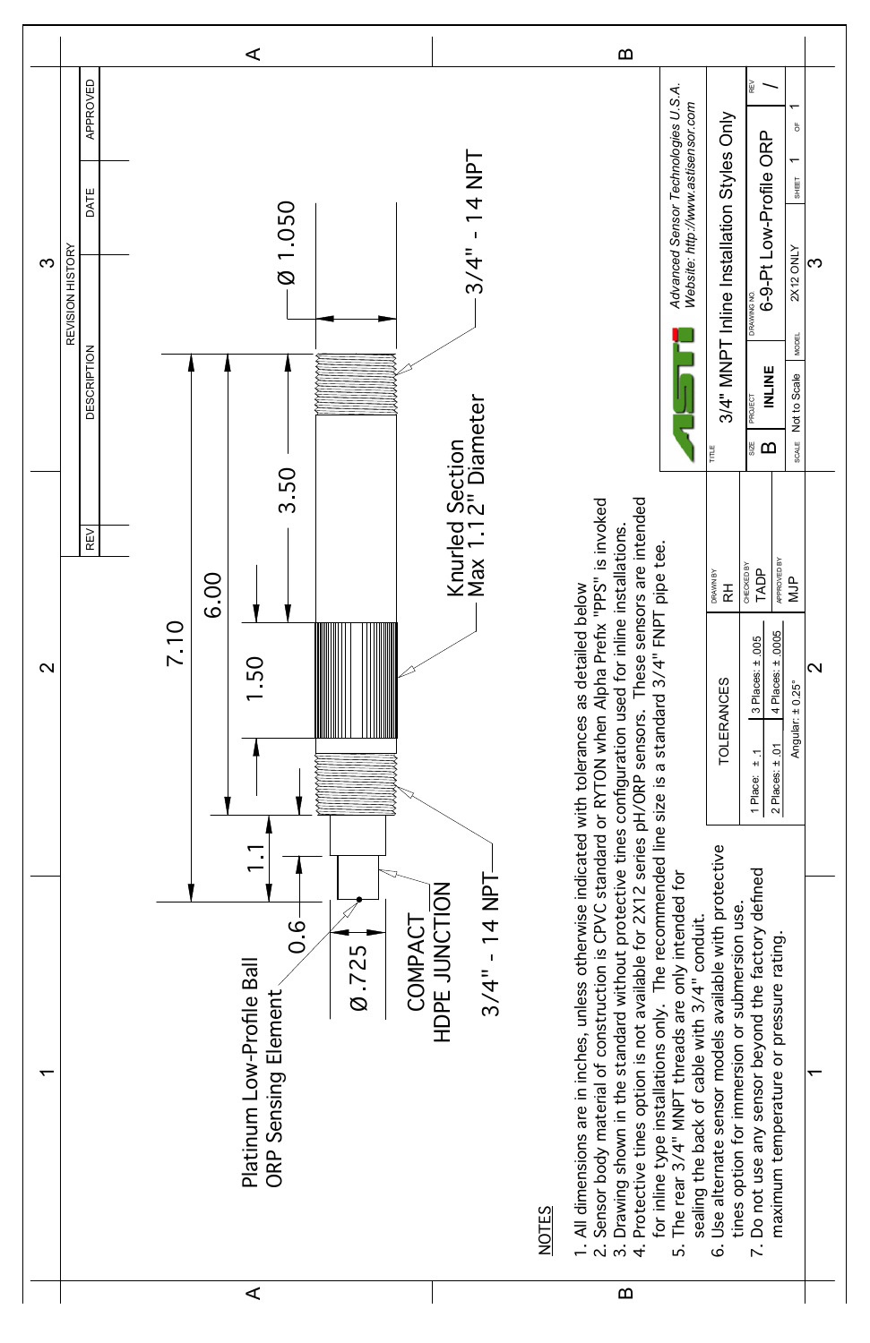Platinum Low-Profile Ball ORP Sensing Element

0.6

Ø .725

COMPACT HDPE JUNCTION

3/4" - 14 NPT

1.1

1.50

6.00

7.10

3.50

Knurled Section Max 1.12" Diameter

Ø 1.050

3/4" - 14 NPT

## NOTES

1. All dimensions are in inches, unless otherwise indicated with tolerances as detailed below
2. Sensor body material of construction is CPVC standard or RYTON when Alpha Prefix "PPS" is invoked
3. Drawing shown in the standard without protective tines configuration used for inline installations.
4. Protective tines option is not available for 2X12 series pH/ORP sensors. These sensors are intended for inline type installations only. The recommended line size is a standard 3/4" FNPT pipe tee.
5. The rear 3/4" MNPT threads are only intended for sealing the back of cable with 3/4" conduit.
6. Use alternate sensor models available with protective tines option for immersion or submersion use.
7. Do not use any sensor beyond the factory defined maximum temperature or pressure rating.

| REVISION HISTORY | | | |
|---|---|---|---|
| REV | DESCRIPTION | DATE | APPROVED |
| | | | |

| TOLERANCES | |
|---|---|
| 1 Place: ± .1 | 3 Places: ± .005 |
| 2 Places: ± .01 | 4 Places: ± .0005 |
| Angular: ± 0.25° | |

DRAWN BY: RH
CHECKED BY: TADP
APPROVED BY: MJP

Advanced Sensor Technologies U.S.A.
Website: http://www.astisensor.com

TITLE: 3/4" MNPT Inline Installation Styles Only

SIZE: B | PROJECT: INLINE | DRAWING NO.: 6-9-Pt Low-Profile ORP | REV: /

SCALE: Not to Scale | MODEL: 2X12 ONLY | SHEET 1 OF 1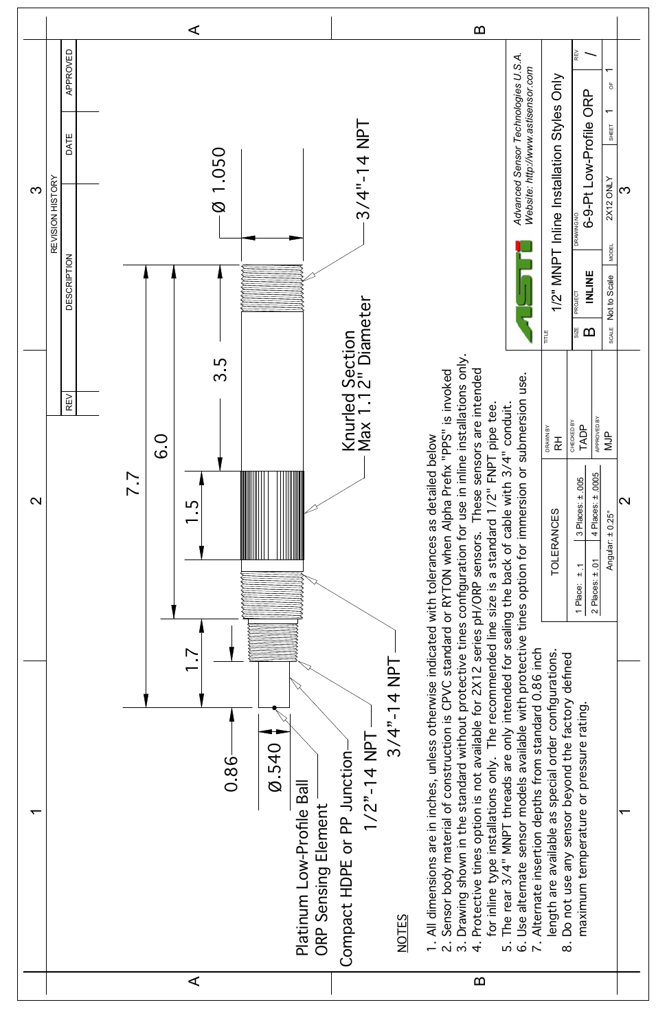Platinum Low-Profile Ball
ORP Sensing Element

Compact HDPE or PP Junction

1/2"-14 NPT

3/4"-14 NPT

0.86

Ø.540

1.7

7.7

6.0

1.5

3.5

Ø 1.050

3/4"-14 NPT

Knurled Section
Max 1.12" Diameter

NOTES

1. All dimensions are in inches, unless otherwise indicated with tolerances as detailed below
2. Sensor body material of construction is CPVC standard or RYTON when Alpha Prefix "PPS" is invoked
3. Drawing shown in the standard without protective tines configuration for use in inline installations only.
4. Protective tines option is not available for 2X12 series pH/ORP sensors. These sensors are intended for inline type installations only. The recommended line size is a standard 1/2" FNPT pipe tee.
5. The rear 3/4" MNPT threads are only intended for sealing the back of cable with 3/4" conduit.
6. Use alternate sensor models available with protective tines option for immersion or submersion use.
7. Alternate insertion depths from standard 0.86 inch length are available as special order configurations.
8. Do not use any sensor beyond the factory defined maximum temperature or pressure rating.

| REVISION HISTORY | | | |
|---|---|---|---|
| REV | DESCRIPTION | DATE | APPROVED |
| | | | |

| TOLERANCES | |
|---|---|
| 1 Place: ± .1 | 3 Places: ± .005 |
| 2 Places: ± .01 | 4 Places: ± .0005 |
| Angular: ± 0.25° | |

DRAWN BY: RH
CHECKED BY: TADP
APPROVED BY: MJP

Advanced Sensor Technologies U.S.A.
Website: http://www.astisensor.com

TITLE: 1/2" MNPT Inline Installation Styles Only

| SIZE | PROJECT | DRAWING NO. | REV |
|---|---|---|---|
| B | INLINE | 6-9-Pt Low-Profile ORP | / |

| SCALE | MODEL | SHEET | OF |
|---|---|---|---|
| Not to Scale | 2X12 ONLY | 1 | 1 |